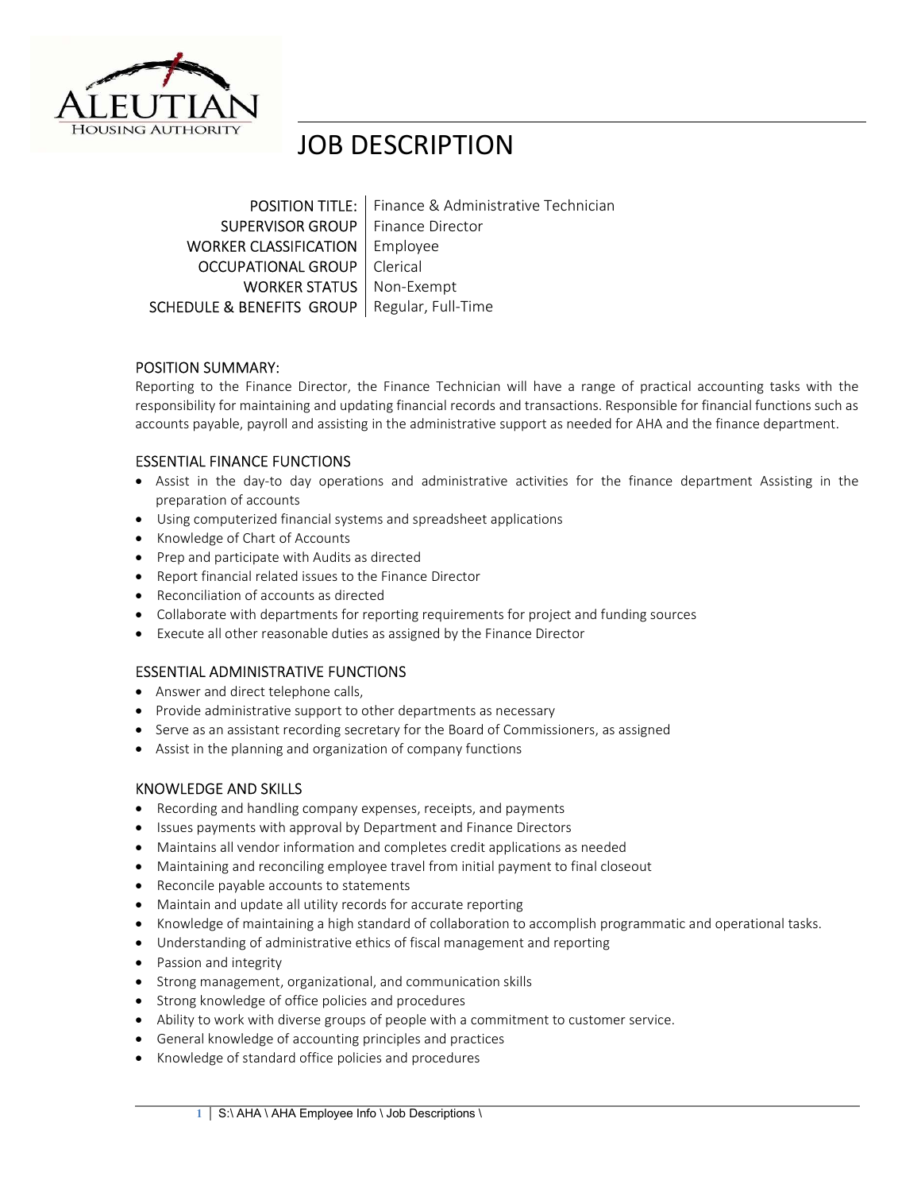ALEUTIAN HOUSING AUTHORITY

# JOB DESCRIPTION

| | |
|---|---|
| POSITION TITLE: | Finance & Administrative Technician |
| SUPERVISOR GROUP | Finance Director |
| WORKER CLASSIFICATION | Employee |
| OCCUPATIONAL GROUP | Clerical |
| WORKER STATUS | Non-Exempt |
| SCHEDULE & BENEFITS GROUP | Regular, Full-Time |

## POSITION SUMMARY:

Reporting to the Finance Director, the Finance Technician will have a range of practical accounting tasks with the responsibility for maintaining and updating financial records and transactions. Responsible for financial functions such as accounts payable, payroll and assisting in the administrative support as needed for AHA and the finance department.

## ESSENTIAL FINANCE FUNCTIONS

- Assist in the day-to day operations and administrative activities for the finance department Assisting in the preparation of accounts
- Using computerized financial systems and spreadsheet applications
- Knowledge of Chart of Accounts
- Prep and participate with Audits as directed
- Report financial related issues to the Finance Director
- Reconciliation of accounts as directed
- Collaborate with departments for reporting requirements for project and funding sources
- Execute all other reasonable duties as assigned by the Finance Director

## ESSENTIAL ADMINISTRATIVE FUNCTIONS

- Answer and direct telephone calls,
- Provide administrative support to other departments as necessary
- Serve as an assistant recording secretary for the Board of Commissioners, as assigned
- Assist in the planning and organization of company functions

## KNOWLEDGE AND SKILLS

- Recording and handling company expenses, receipts, and payments
- Issues payments with approval by Department and Finance Directors
- Maintains all vendor information and completes credit applications as needed
- Maintaining and reconciling employee travel from initial payment to final closeout
- Reconcile payable accounts to statements
- Maintain and update all utility records for accurate reporting
- Knowledge of maintaining a high standard of collaboration to accomplish programmatic and operational tasks.
- Understanding of administrative ethics of fiscal management and reporting
- Passion and integrity
- Strong management, organizational, and communication skills
- Strong knowledge of office policies and procedures
- Ability to work with diverse groups of people with a commitment to customer service.
- General knowledge of accounting principles and practices
- Knowledge of standard office policies and procedures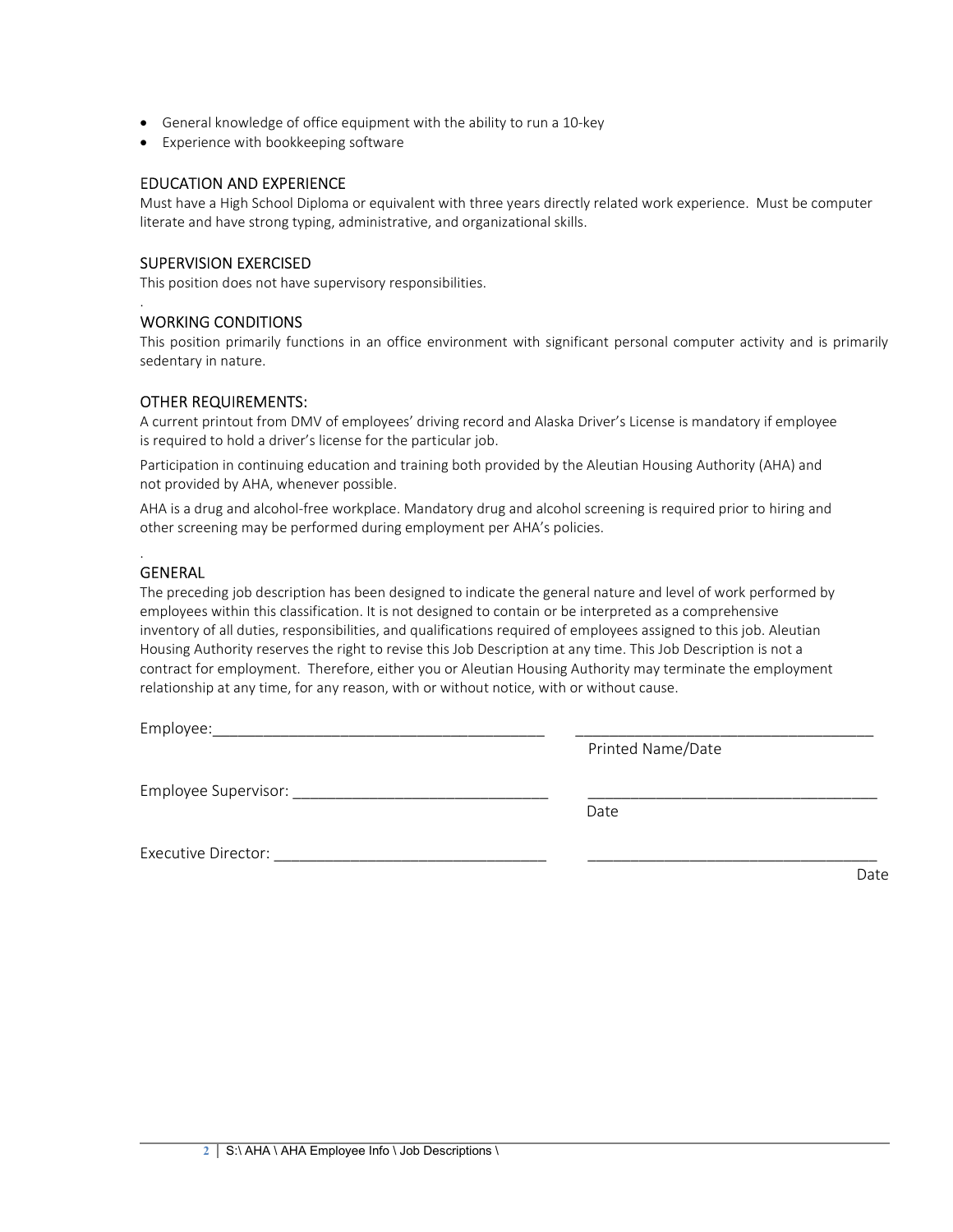- General knowledge of office equipment with the ability to run a 10-key
- Experience with bookkeeping software

## EDUCATION AND EXPERIENCE

Must have a High School Diploma or equivalent with three years directly related work experience. Must be computer literate and have strong typing, administrative, and organizational skills.

## SUPERVISION EXERCISED

This position does not have supervisory responsibilities.

.

## WORKING CONDITIONS

This position primarily functions in an office environment with significant personal computer activity and is primarily sedentary in nature.

## OTHER REQUIREMENTS:

A current printout from DMV of employees' driving record and Alaska Driver's License is mandatory if employee is required to hold a driver's license for the particular job.

Participation in continuing education and training both provided by the Aleutian Housing Authority (AHA) and not provided by AHA, whenever possible.

AHA is a drug and alcohol-free workplace. Mandatory drug and alcohol screening is required prior to hiring and other screening may be performed during employment per AHA's policies.

.

## GENERAL

The preceding job description has been designed to indicate the general nature and level of work performed by employees within this classification. It is not designed to contain or be interpreted as a comprehensive inventory of all duties, responsibilities, and qualifications required of employees assigned to this job. Aleutian Housing Authority reserves the right to revise this Job Description at any time. This Job Description is not a contract for employment. Therefore, either you or Aleutian Housing Authority may terminate the employment relationship at any time, for any reason, with or without notice, with or without cause.

Employee:________________________________________ ____________________________________

Printed Name/Date

Employee Supervisor: ______________________________ __________________________________

Date

Executive Director: ________________________________ __________________________________

Date

S:\ AHA \ AHA Employee Info \ Job Descriptions \